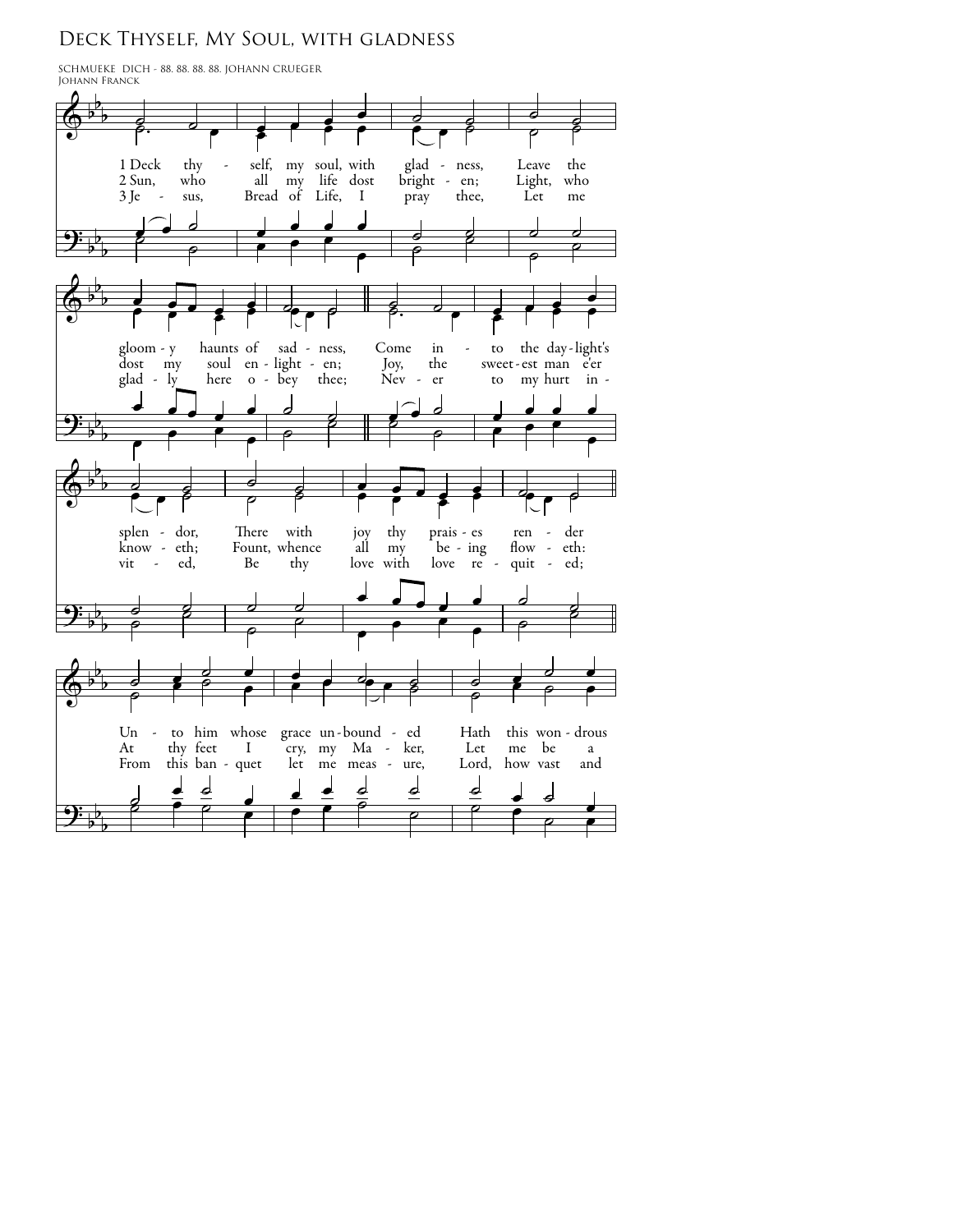# Deck Thyself, My Soul, with gladness

SCHMUEKE DICH - 88. 88. 88. 88. JOHANN CRUEGER
Johann Franck

1 Deck thy - self, my soul, with glad - ness, Leave the gloom - y haunts of sad - ness, Come in - to the day - light's splen - dor, There with joy thy prais - es ren - der Un - to him whose grace un - bound - ed Hath this won - drous

2 Sun, who all my life dost bright - en; Light, who dost my soul en - light - en; Joy, the sweet - est man e'er know - eth; Fount, whence all my be - ing flow - eth: At thy feet I cry, my Ma - ker, Let me be a

3 Je - sus, Bread of Life, I pray thee, Let me glad - ly here o - bey thee; Nev - er to my hurt in - vit - ed, Be thy love with love re - quit - ed; From this ban - quet let me meas - ure, Lord, how vast and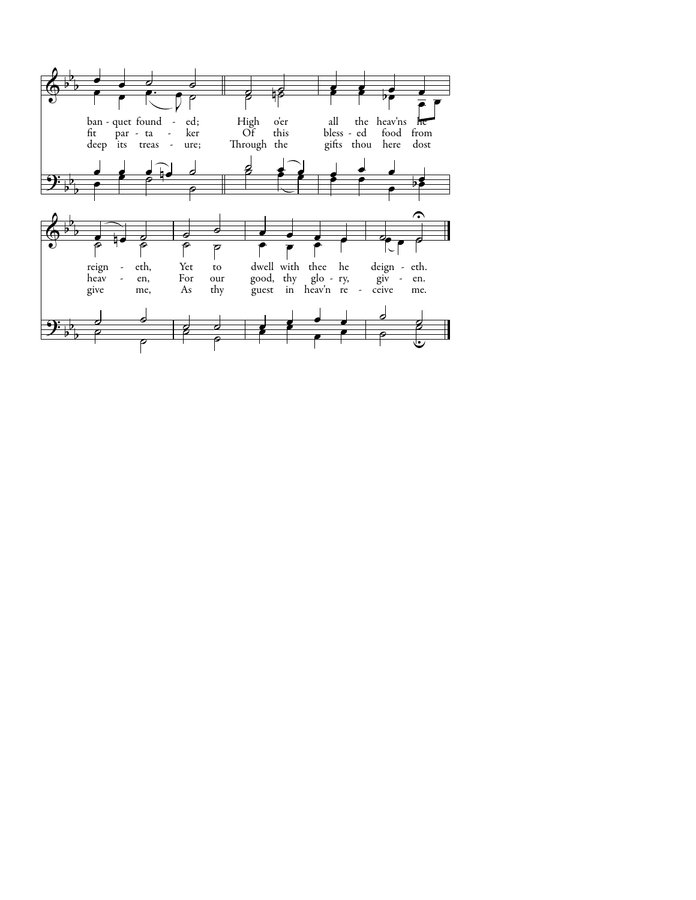ban - quet found - ed; High o'er all the heav'ns he reign - eth, Yet to dwell with thee he deign - eth.

fit par - ta - ker Of this bless - ed food from heav - en, For our good, thy glo - ry, giv - en.

deep its treas - ure; Through the gifts thou here dost give me, As thy guest in heav'n re - ceive me.